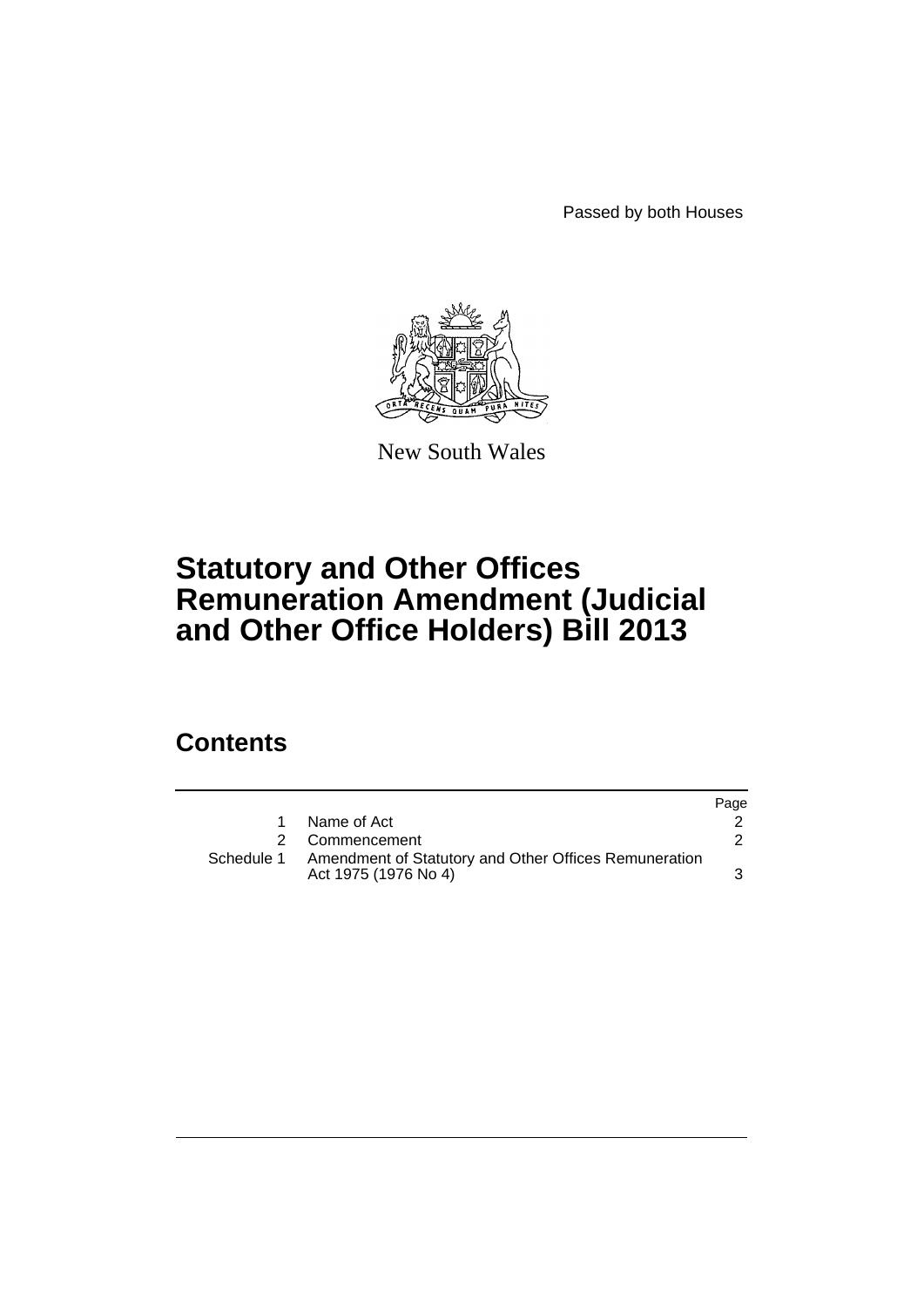Passed by both Houses

New South Wales

# Statutory and Other Offices Remuneration Amendment (Judicial and Other Office Holders) Bill 2013

## Contents

| | | Page |
|---|---|---|
| 1 | Name of Act | 2 |
| 2 | Commencement | 2 |
| Schedule 1 | Amendment of Statutory and Other Offices Remuneration Act 1975 (1976 No 4) | 3 |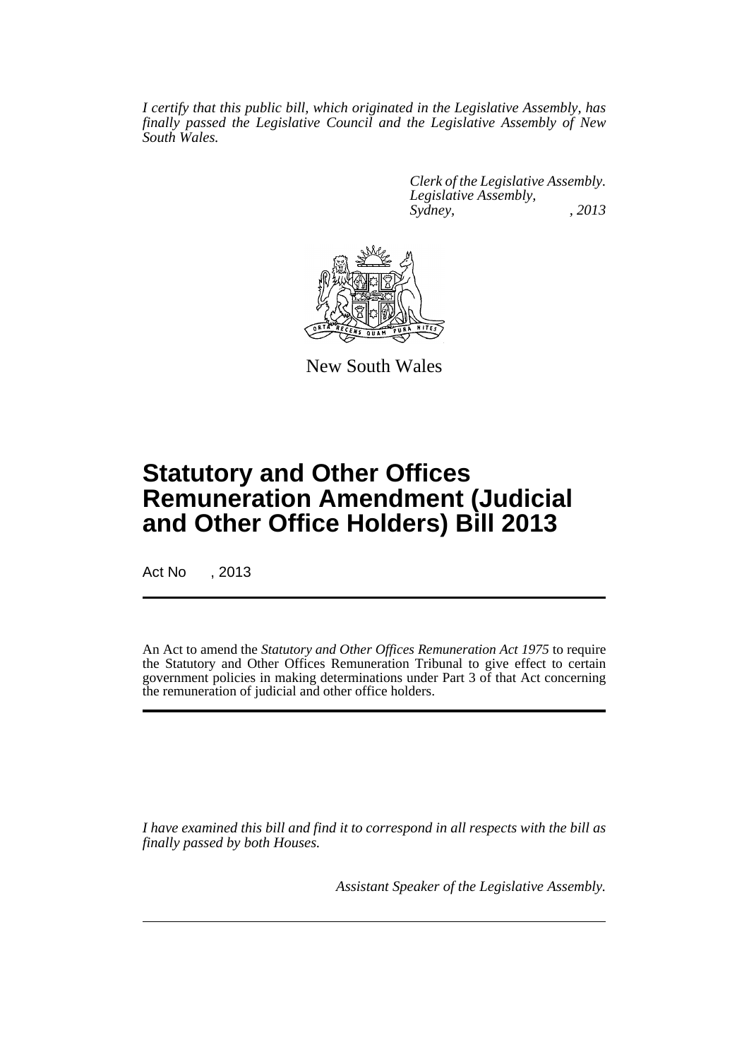*I certify that this public bill, which originated in the Legislative Assembly, has finally passed the Legislative Council and the Legislative Assembly of New South Wales.*

*Clerk of the Legislative Assembly.*
*Legislative Assembly,*
*Sydney, , 2013*

New South Wales

# Statutory and Other Offices Remuneration Amendment (Judicial and Other Office Holders) Bill 2013

Act No , 2013

An Act to amend the *Statutory and Other Offices Remuneration Act 1975* to require the Statutory and Other Offices Remuneration Tribunal to give effect to certain government policies in making determinations under Part 3 of that Act concerning the remuneration of judicial and other office holders.

*I have examined this bill and find it to correspond in all respects with the bill as finally passed by both Houses.*

*Assistant Speaker of the Legislative Assembly.*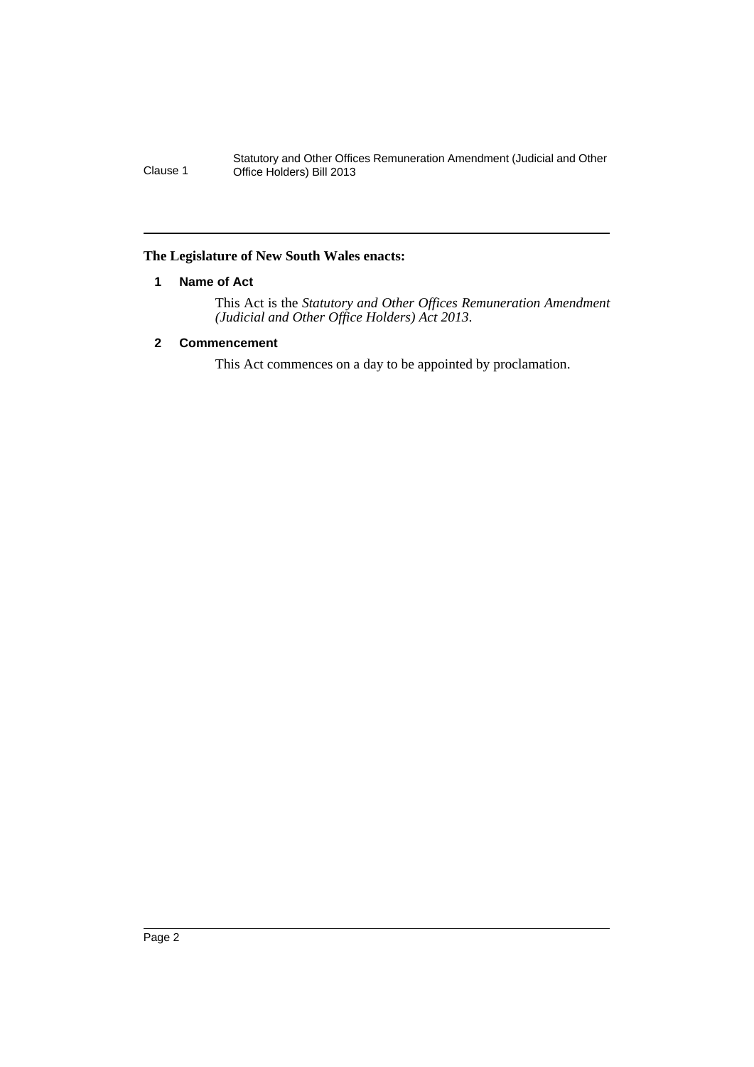**The Legislature of New South Wales enacts:**

## 1 Name of Act

This Act is the *Statutory and Other Offices Remuneration Amendment (Judicial and Other Office Holders) Act 2013*.

## 2 Commencement

This Act commences on a day to be appointed by proclamation.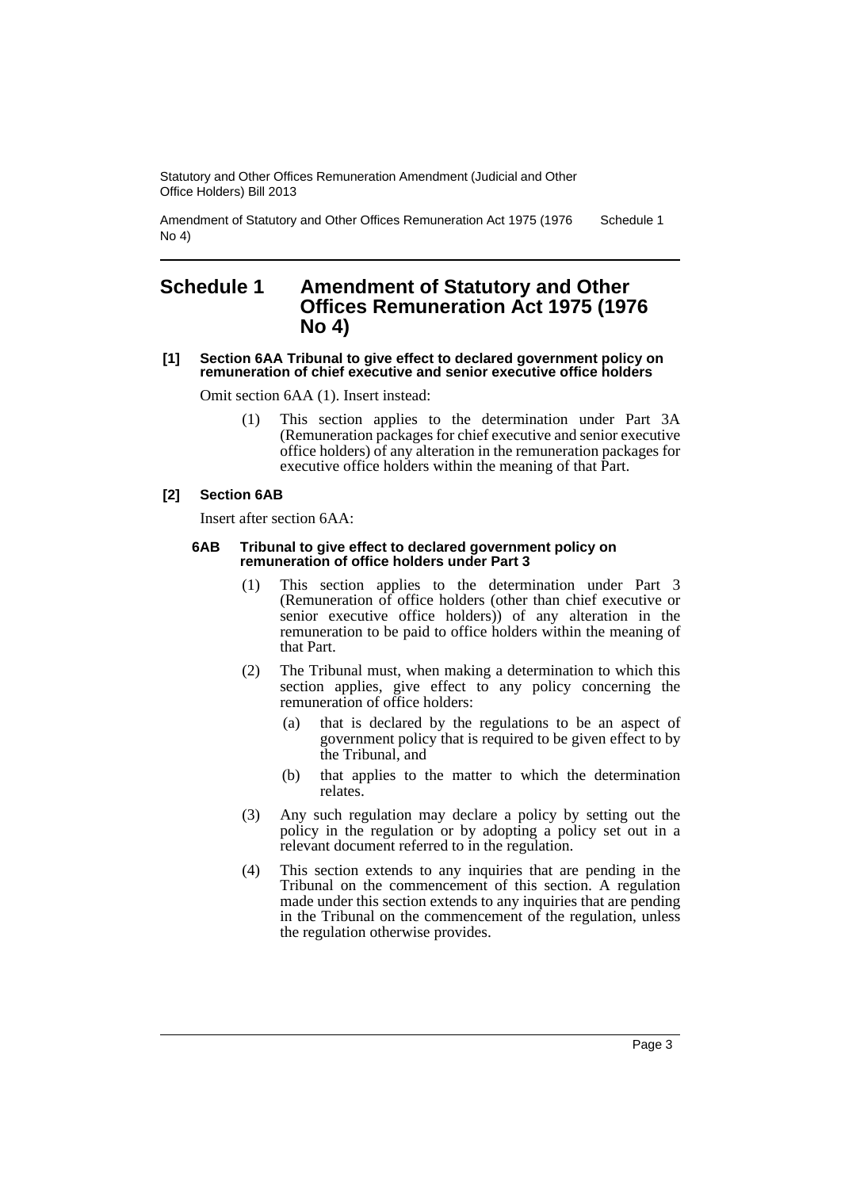# Schedule 1 Amendment of Statutory and Other Offices Remuneration Act 1975 (1976 No 4)

#### [1] Section 6AA Tribunal to give effect to declared government policy on remuneration of chief executive and senior executive office holders

Omit section 6AA (1). Insert instead:

> (1) This section applies to the determination under Part 3A (Remuneration packages for chief executive and senior executive office holders) of any alteration in the remuneration packages for executive office holders within the meaning of that Part.

#### [2] Section 6AB

Insert after section 6AA:

##### 6AB Tribunal to give effect to declared government policy on remuneration of office holders under Part 3

> (1) This section applies to the determination under Part 3 (Remuneration of office holders (other than chief executive or senior executive office holders)) of any alteration in the remuneration to be paid to office holders within the meaning of that Part.
>
> (2) The Tribunal must, when making a determination to which this section applies, give effect to any policy concerning the remuneration of office holders:
>
> > (a) that is declared by the regulations to be an aspect of government policy that is required to be given effect to by the Tribunal, and
> >
> > (b) that applies to the matter to which the determination relates.
>
> (3) Any such regulation may declare a policy by setting out the policy in the regulation or by adopting a policy set out in a relevant document referred to in the regulation.
>
> (4) This section extends to any inquiries that are pending in the Tribunal on the commencement of this section. A regulation made under this section extends to any inquiries that are pending in the Tribunal on the commencement of the regulation, unless the regulation otherwise provides.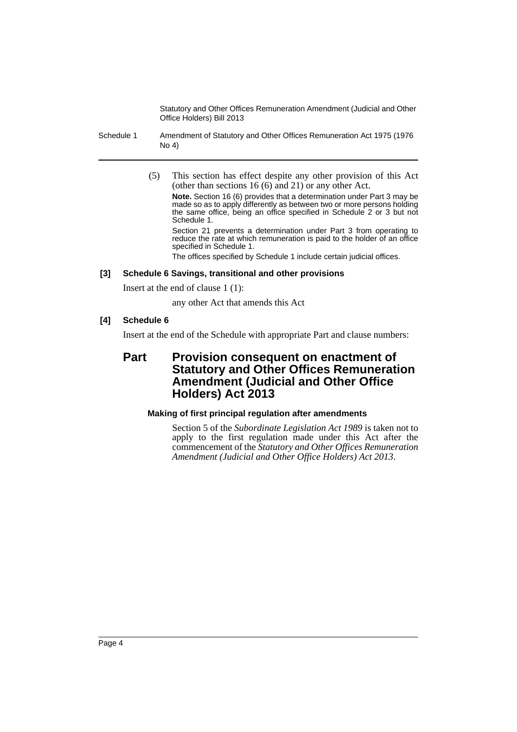(5) This section has effect despite any other provision of this Act (other than sections 16 (6) and 21) or any other Act.

**Note.** Section 16 (6) provides that a determination under Part 3 may be made so as to apply differently as between two or more persons holding the same office, being an office specified in Schedule 2 or 3 but not Schedule 1.

Section 21 prevents a determination under Part 3 from operating to reduce the rate at which remuneration is paid to the holder of an office specified in Schedule 1.

The offices specified by Schedule 1 include certain judicial offices.

**[3] Schedule 6 Savings, transitional and other provisions**

Insert at the end of clause 1 (1):

any other Act that amends this Act

**[4] Schedule 6**

Insert at the end of the Schedule with appropriate Part and clause numbers:

## Part Provision consequent on enactment of Statutory and Other Offices Remuneration Amendment (Judicial and Other Office Holders) Act 2013

**Making of first principal regulation after amendments**

Section 5 of the *Subordinate Legislation Act 1989* is taken not to apply to the first regulation made under this Act after the commencement of the *Statutory and Other Offices Remuneration Amendment (Judicial and Other Office Holders) Act 2013*.